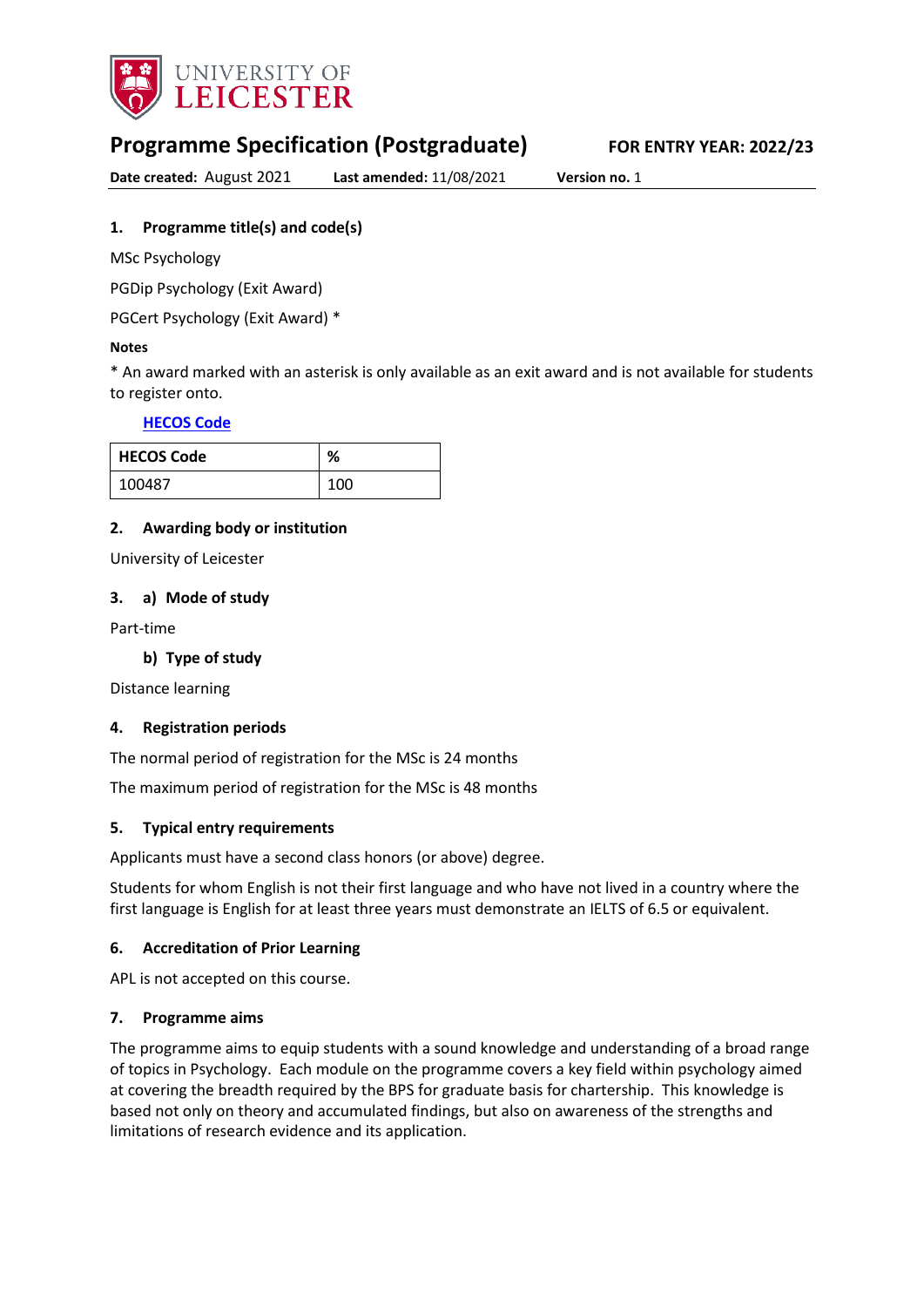UNIVERSITY OF LEICESTER

# Programme Specification (Postgraduate)

**FOR ENTRY YEAR: 2022/23**

**Date created:** August 2021 **Last amended:** 11/08/2021 **Version no.** 1

## 1. Programme title(s) and code(s)

MSc Psychology

PGDip Psychology (Exit Award)

PGCert Psychology (Exit Award) *

**Notes**

* An award marked with an asterisk is only available as an exit award and is not available for students to register onto.

**HECOS Code**

| HECOS Code | % |
|---|---|
| 100487 | 100 |

## 2. Awarding body or institution

University of Leicester

## 3. a) Mode of study

Part-time

### b) Type of study

Distance learning

## 4. Registration periods

The normal period of registration for the MSc is 24 months

The maximum period of registration for the MSc is 48 months

## 5. Typical entry requirements

Applicants must have a second class honors (or above) degree.

Students for whom English is not their first language and who have not lived in a country where the first language is English for at least three years must demonstrate an IELTS of 6.5 or equivalent.

## 6. Accreditation of Prior Learning

APL is not accepted on this course.

## 7. Programme aims

The programme aims to equip students with a sound knowledge and understanding of a broad range of topics in Psychology. Each module on the programme covers a key field within psychology aimed at covering the breadth required by the BPS for graduate basis for chartership. This knowledge is based not only on theory and accumulated findings, but also on awareness of the strengths and limitations of research evidence and its application.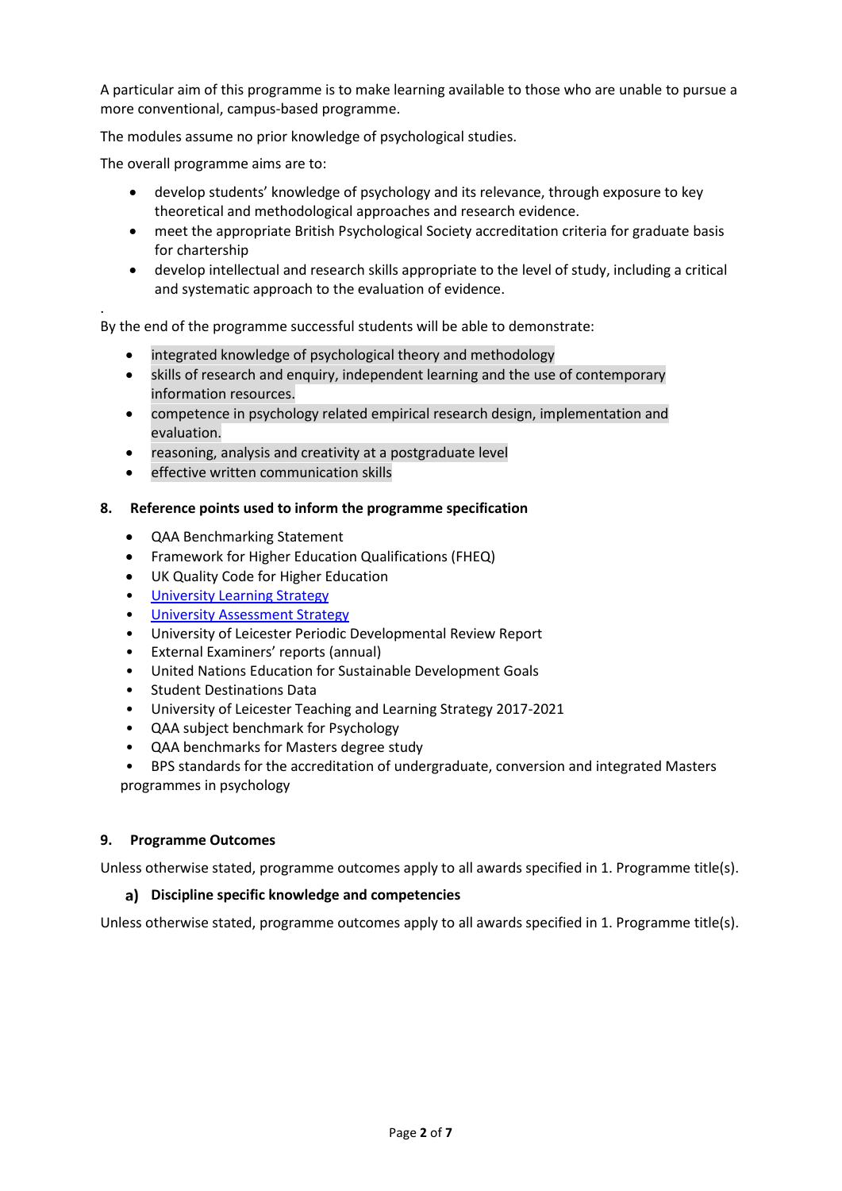A particular aim of this programme is to make learning available to those who are unable to pursue a more conventional, campus-based programme.

The modules assume no prior knowledge of psychological studies.

The overall programme aims are to:

- develop students' knowledge of psychology and its relevance, through exposure to key theoretical and methodological approaches and research evidence.
- meet the appropriate British Psychological Society accreditation criteria for graduate basis for chartership
- develop intellectual and research skills appropriate to the level of study, including a critical and systematic approach to the evaluation of evidence.

.

By the end of the programme successful students will be able to demonstrate:

- integrated knowledge of psychological theory and methodology
- skills of research and enquiry, independent learning and the use of contemporary information resources.
- competence in psychology related empirical research design, implementation and evaluation.
- reasoning, analysis and creativity at a postgraduate level
- effective written communication skills

## 8. Reference points used to inform the programme specification

- QAA Benchmarking Statement
- Framework for Higher Education Qualifications (FHEQ)
- UK Quality Code for Higher Education
- University Learning Strategy
- University Assessment Strategy
- University of Leicester Periodic Developmental Review Report
- External Examiners' reports (annual)
- United Nations Education for Sustainable Development Goals
- Student Destinations Data
- University of Leicester Teaching and Learning Strategy 2017-2021
- QAA subject benchmark for Psychology
- QAA benchmarks for Masters degree study
- BPS standards for the accreditation of undergraduate, conversion and integrated Masters programmes in psychology

## 9. Programme Outcomes

Unless otherwise stated, programme outcomes apply to all awards specified in 1. Programme title(s).

### a) Discipline specific knowledge and competencies

Unless otherwise stated, programme outcomes apply to all awards specified in 1. Programme title(s).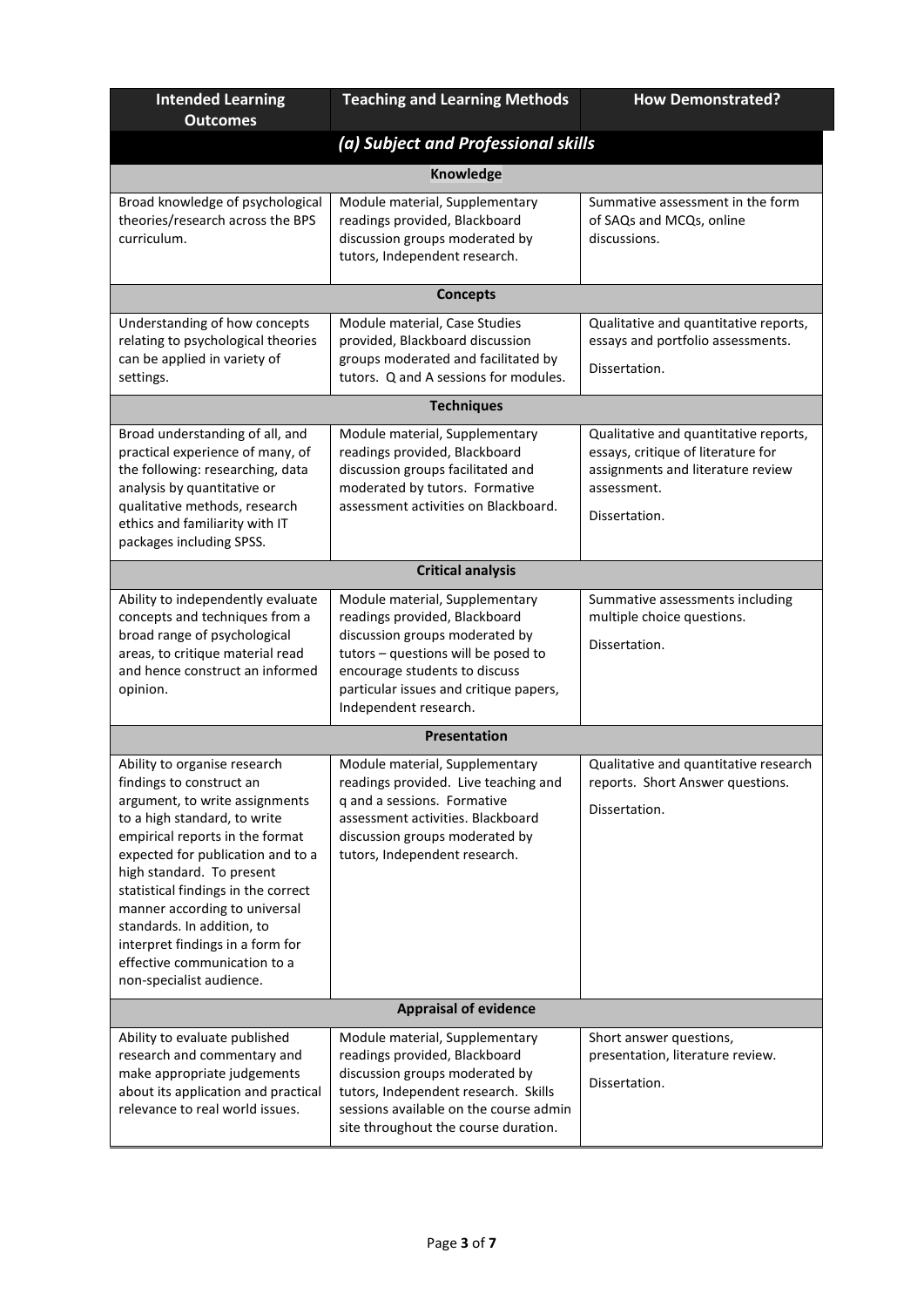| Intended Learning Outcomes | Teaching and Learning Methods | How Demonstrated? |
|---|---|---|
| ***(a) Subject and Professional skills*** | | |
| **Knowledge** | | |
| Broad knowledge of psychological theories/research across the BPS curriculum. | Module material, Supplementary readings provided, Blackboard discussion groups moderated by tutors, Independent research. | Summative assessment in the form of SAQs and MCQs, online discussions. |
| **Concepts** | | |
| Understanding of how concepts relating to psychological theories can be applied in variety of settings. | Module material, Case Studies provided, Blackboard discussion groups moderated and facilitated by tutors. Q and A sessions for modules. | Qualitative and quantitative reports, essays and portfolio assessments.<br><br>Dissertation. |
| **Techniques** | | |
| Broad understanding of all, and practical experience of many, of the following: researching, data analysis by quantitative or qualitative methods, research ethics and familiarity with IT packages including SPSS. | Module material, Supplementary readings provided, Blackboard discussion groups facilitated and moderated by tutors. Formative assessment activities on Blackboard. | Qualitative and quantitative reports, essays, critique of literature for assignments and literature review assessment.<br><br>Dissertation. |
| **Critical analysis** | | |
| Ability to independently evaluate concepts and techniques from a broad range of psychological areas, to critique material read and hence construct an informed opinion. | Module material, Supplementary readings provided, Blackboard discussion groups moderated by tutors – questions will be posed to encourage students to discuss particular issues and critique papers, Independent research. | Summative assessments including multiple choice questions.<br><br>Dissertation. |
| **Presentation** | | |
| Ability to organise research findings to construct an argument, to write assignments to a high standard, to write empirical reports in the format expected for publication and to a high standard. To present statistical findings in the correct manner according to universal standards. In addition, to interpret findings in a form for effective communication to a non-specialist audience. | Module material, Supplementary readings provided. Live teaching and q and a sessions. Formative assessment activities. Blackboard discussion groups moderated by tutors, Independent research. | Qualitative and quantitative research reports. Short Answer questions.<br><br>Dissertation. |
| **Appraisal of evidence** | | |
| Ability to evaluate published research and commentary and make appropriate judgements about its application and practical relevance to real world issues. | Module material, Supplementary readings provided, Blackboard discussion groups moderated by tutors, Independent research. Skills sessions available on the course admin site throughout the course duration. | Short answer questions, presentation, literature review.<br><br>Dissertation. |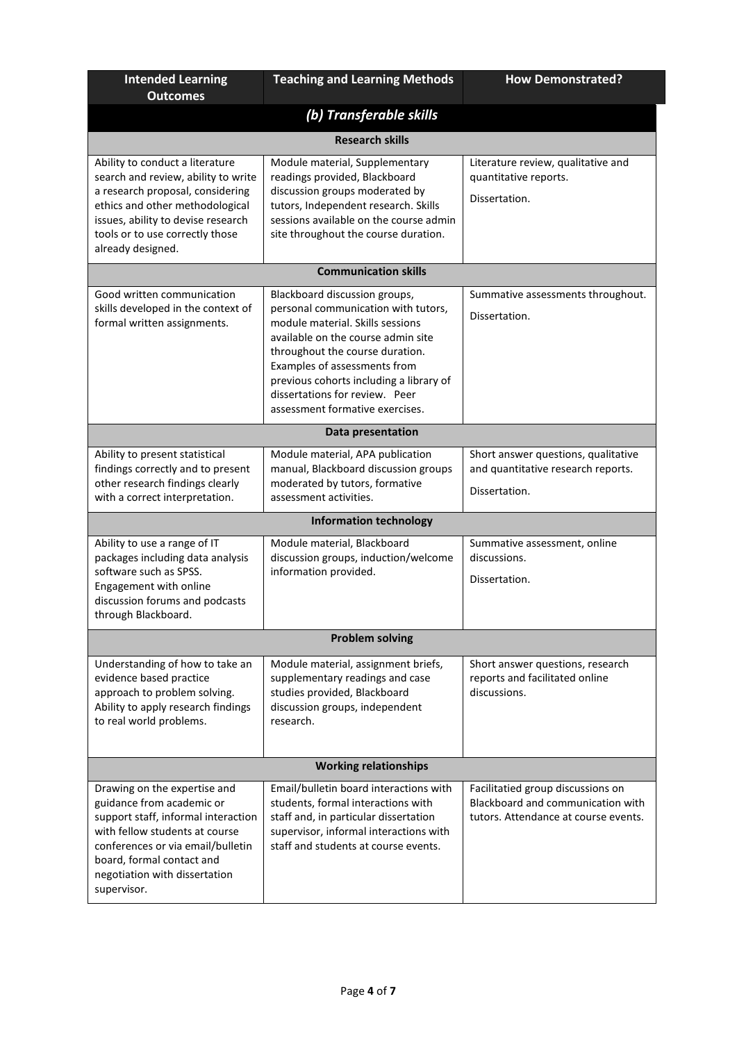| Intended Learning Outcomes | Teaching and Learning Methods | How Demonstrated? |
|---|---|---|
| ***(b) Transferable skills*** | | |
| **Research skills** | | |
| Ability to conduct a literature search and review, ability to write a research proposal, considering ethics and other methodological issues, ability to devise research tools or to use correctly those already designed. | Module material, Supplementary readings provided, Blackboard discussion groups moderated by tutors, Independent research. Skills sessions available on the course admin site throughout the course duration. | Literature review, qualitative and quantitative reports.<br><br>Dissertation. |
| **Communication skills** | | |
| Good written communication skills developed in the context of formal written assignments. | Blackboard discussion groups, personal communication with tutors, module material. Skills sessions available on the course admin site throughout the course duration. Examples of assessments from previous cohorts including a library of dissertations for review. Peer assessment formative exercises. | Summative assessments throughout.<br><br>Dissertation. |
| **Data presentation** | | |
| Ability to present statistical findings correctly and to present other research findings clearly with a correct interpretation. | Module material, APA publication manual, Blackboard discussion groups moderated by tutors, formative assessment activities. | Short answer questions, qualitative and quantitative research reports.<br><br>Dissertation. |
| **Information technology** | | |
| Ability to use a range of IT packages including data analysis software such as SPSS. Engagement with online discussion forums and podcasts through Blackboard. | Module material, Blackboard discussion groups, induction/welcome information provided. | Summative assessment, online discussions.<br><br>Dissertation. |
| **Problem solving** | | |
| Understanding of how to take an evidence based practice approach to problem solving. Ability to apply research findings to real world problems. | Module material, assignment briefs, supplementary readings and case studies provided, Blackboard discussion groups, independent research. | Short answer questions, research reports and facilitated online discussions. |
| **Working relationships** | | |
| Drawing on the expertise and guidance from academic or support staff, informal interaction with fellow students at course conferences or via email/bulletin board, formal contact and negotiation with dissertation supervisor. | Email/bulletin board interactions with students, formal interactions with staff and, in particular dissertation supervisor, informal interactions with staff and students at course events. | Facilitatied group discussions on Blackboard and communication with tutors. Attendance at course events. |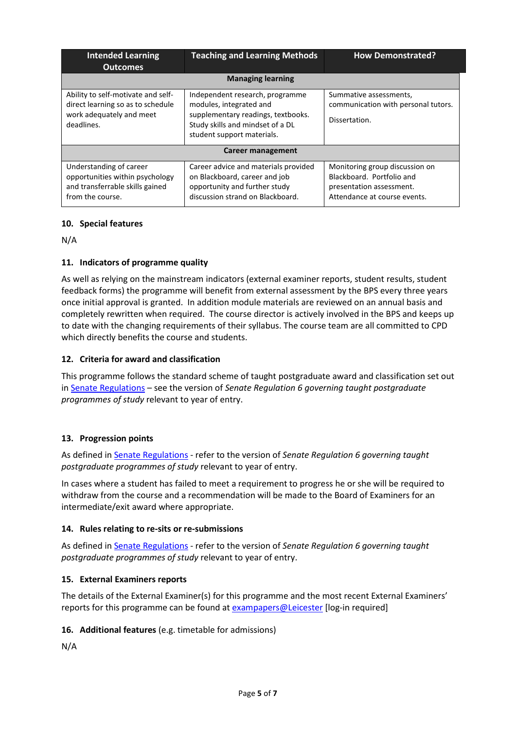| Intended Learning Outcomes | Teaching and Learning Methods | How Demonstrated? |
|---|---|---|
| **Managing learning** | | |
| Ability to self-motivate and self-direct learning so as to schedule work adequately and meet deadlines. | Independent research, programme modules, integrated and supplementary readings, textbooks. Study skills and mindset of a DL student support materials. | Summative assessments, communication with personal tutors.<br><br>Dissertation. |
| **Career management** | | |
| Understanding of career opportunities within psychology and transferrable skills gained from the course. | Career advice and materials provided on Blackboard, career and job opportunity and further study discussion strand on Blackboard. | Monitoring group discussion on Blackboard. Portfolio and presentation assessment. Attendance at course events. |

### 10. Special features

N/A

### 11. Indicators of programme quality

As well as relying on the mainstream indicators (external examiner reports, student results, student feedback forms) the programme will benefit from external assessment by the BPS every three years once initial approval is granted. In addition module materials are reviewed on an annual basis and completely rewritten when required. The course director is actively involved in the BPS and keeps up to date with the changing requirements of their syllabus. The course team are all committed to CPD which directly benefits the course and students.

### 12. Criteria for award and classification

This programme follows the standard scheme of taught postgraduate award and classification set out in Senate Regulations – see the version of *Senate Regulation 6 governing taught postgraduate programmes of study* relevant to year of entry.

### 13. Progression points

As defined in Senate Regulations - refer to the version of *Senate Regulation 6 governing taught postgraduate programmes of study* relevant to year of entry.

In cases where a student has failed to meet a requirement to progress he or she will be required to withdraw from the course and a recommendation will be made to the Board of Examiners for an intermediate/exit award where appropriate.

### 14. Rules relating to re-sits or re-submissions

As defined in Senate Regulations - refer to the version of *Senate Regulation 6 governing taught postgraduate programmes of study* relevant to year of entry.

### 15. External Examiners reports

The details of the External Examiner(s) for this programme and the most recent External Examiners' reports for this programme can be found at exampapers@Leicester [log-in required]

### 16. Additional features (e.g. timetable for admissions)

N/A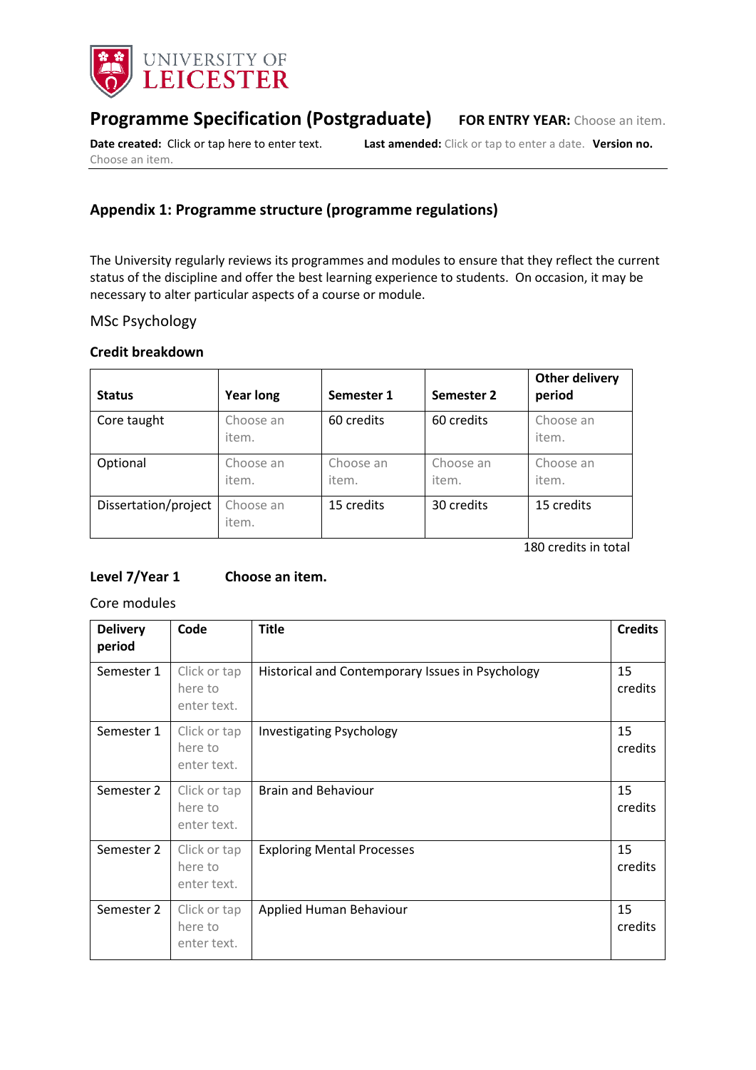UNIVERSITY OF LEICESTER

# Programme Specification (Postgraduate)

**FOR ENTRY YEAR:** Choose an item.

**Date created:** Click or tap here to enter text. **Last amended:** Click or tap to enter a date. **Version no.** Choose an item.

## Appendix 1: Programme structure (programme regulations)

The University regularly reviews its programmes and modules to ensure that they reflect the current status of the discipline and offer the best learning experience to students. On occasion, it may be necessary to alter particular aspects of a course or module.

MSc Psychology

### Credit breakdown

| Status | Year long | Semester 1 | Semester 2 | Other delivery period |
|---|---|---|---|---|
| Core taught | Choose an item. | 60 credits | 60 credits | Choose an item. |
| Optional | Choose an item. | Choose an item. | Choose an item. | Choose an item. |
| Dissertation/project | Choose an item. | 15 credits | 30 credits | 15 credits |

180 credits in total

### Level 7/Year 1 Choose an item.

Core modules

| Delivery period | Code | Title | Credits |
|---|---|---|---|
| Semester 1 | Click or tap here to enter text. | Historical and Contemporary Issues in Psychology | 15 credits |
| Semester 1 | Click or tap here to enter text. | Investigating Psychology | 15 credits |
| Semester 2 | Click or tap here to enter text. | Brain and Behaviour | 15 credits |
| Semester 2 | Click or tap here to enter text. | Exploring Mental Processes | 15 credits |
| Semester 2 | Click or tap here to enter text. | Applied Human Behaviour | 15 credits |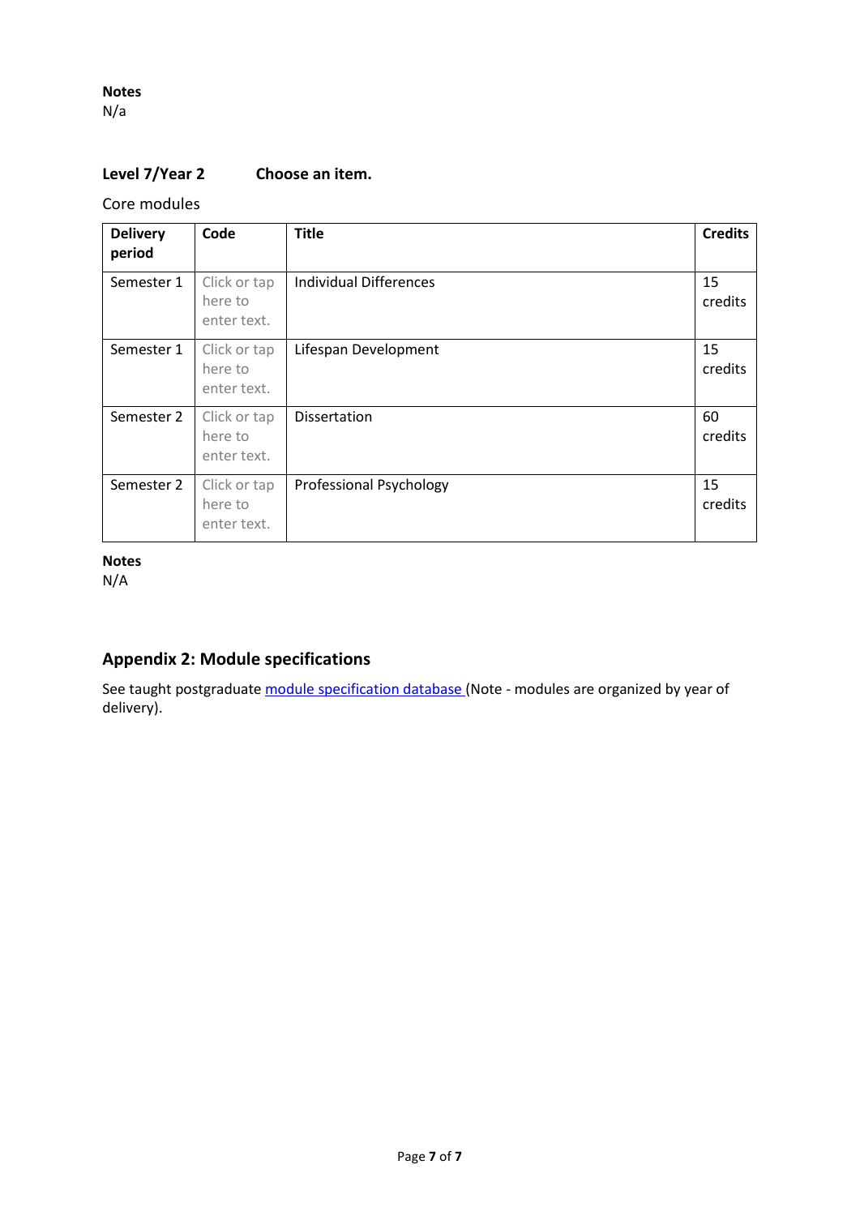**Notes**
N/a

**Level 7/Year 2** **Choose an item.**

Core modules

| Delivery period | Code | Title | Credits |
|---|---|---|---|
| Semester 1 | Click or tap here to enter text. | Individual Differences | 15 credits |
| Semester 1 | Click or tap here to enter text. | Lifespan Development | 15 credits |
| Semester 2 | Click or tap here to enter text. | Dissertation | 60 credits |
| Semester 2 | Click or tap here to enter text. | Professional Psychology | 15 credits |

**Notes**
N/A

## Appendix 2: Module specifications

See taught postgraduate module specification database (Note - modules are organized by year of delivery).